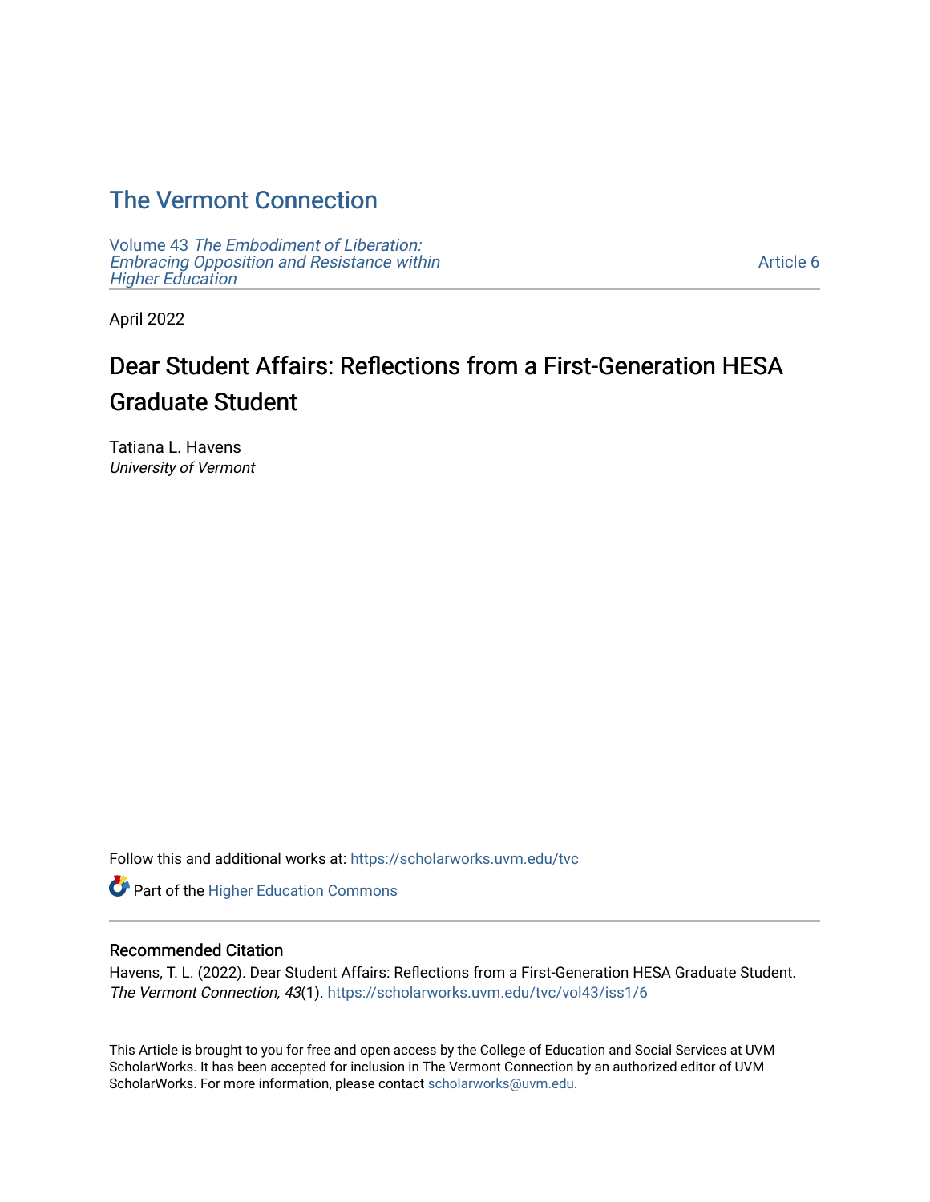# The Vermont Connection

Volume 43 *The Embodiment of Liberation: Embracing Opposition and Resistance within Higher Education* Article 6

April 2022

## Dear Student Affairs: Reflections from a First-Generation HESA Graduate Student

Tatiana L. Havens
*University of Vermont*

Follow this and additional works at: https://scholarworks.uvm.edu/tvc

Part of the Higher Education Commons

### Recommended Citation

Havens, T. L. (2022). Dear Student Affairs: Reflections from a First-Generation HESA Graduate Student. *The Vermont Connection, 43*(1). https://scholarworks.uvm.edu/tvc/vol43/iss1/6

This Article is brought to you for free and open access by the College of Education and Social Services at UVM ScholarWorks. It has been accepted for inclusion in The Vermont Connection by an authorized editor of UVM ScholarWorks. For more information, please contact scholarworks@uvm.edu.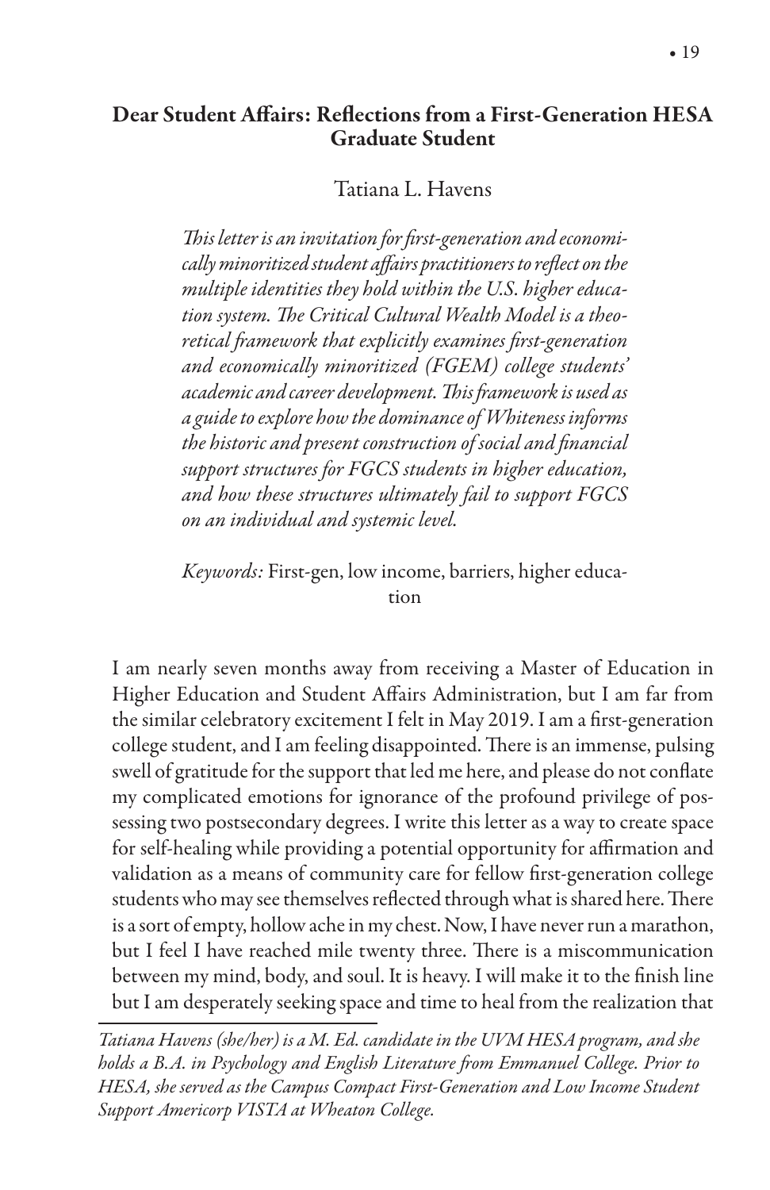## Dear Student Affairs: Reflections from a First-Generation HESA Graduate Student

Tatiana L. Havens

*This letter is an invitation for first-generation and economically minoritized student affairs practitioners to reflect on the multiple identities they hold within the U.S. higher education system. The Critical Cultural Wealth Model is a theoretical framework that explicitly examines first-generation and economically minoritized (FGEM) college students' academic and career development. This framework is used as a guide to explore how the dominance of Whiteness informs the historic and present construction of social and financial support structures for FGCS students in higher education, and how these structures ultimately fail to support FGCS on an individual and systemic level.*

*Keywords:* First-gen, low income, barriers, higher education

I am nearly seven months away from receiving a Master of Education in Higher Education and Student Affairs Administration, but I am far from the similar celebratory excitement I felt in May 2019. I am a first-generation college student, and I am feeling disappointed. There is an immense, pulsing swell of gratitude for the support that led me here, and please do not conflate my complicated emotions for ignorance of the profound privilege of possessing two postsecondary degrees. I write this letter as a way to create space for self-healing while providing a potential opportunity for affirmation and validation as a means of community care for fellow first-generation college students who may see themselves reflected through what is shared here. There is a sort of empty, hollow ache in my chest. Now, I have never run a marathon, but I feel I have reached mile twenty three. There is a miscommunication between my mind, body, and soul. It is heavy. I will make it to the finish line but I am desperately seeking space and time to heal from the realization that

---

*Tatiana Havens (she/her) is a M. Ed. candidate in the UVM HESA program, and she holds a B.A. in Psychology and English Literature from Emmanuel College. Prior to HESA, she served as the Campus Compact First-Generation and Low Income Student Support Americorp VISTA at Wheaton College.*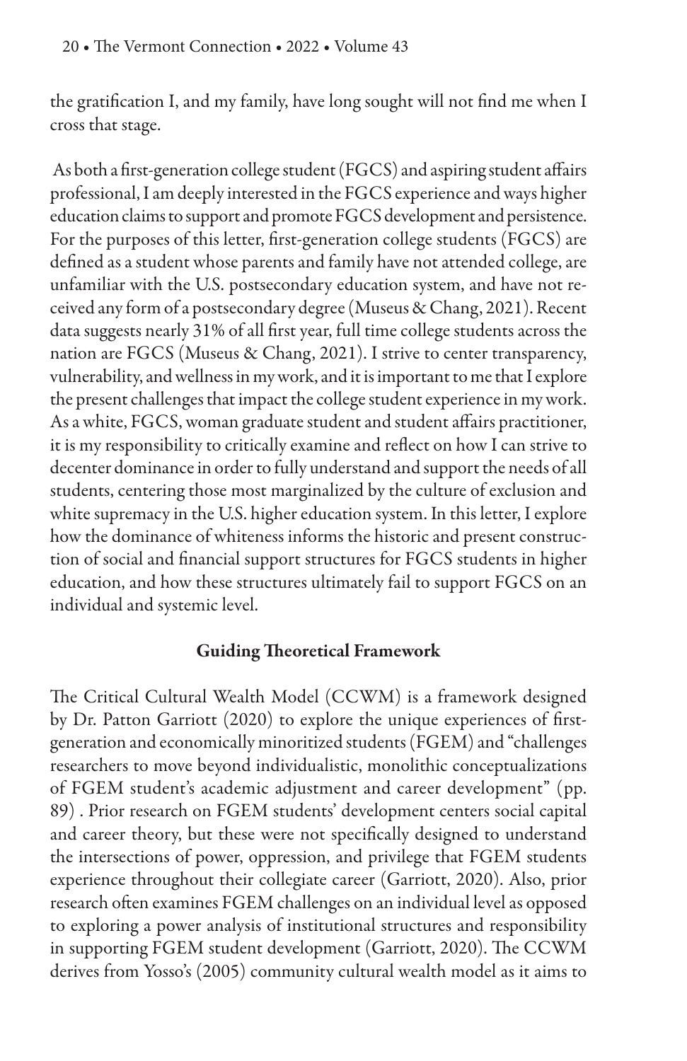the gratification I, and my family, have long sought will not find me when I cross that stage.

As both a first-generation college student (FGCS) and aspiring student affairs professional, I am deeply interested in the FGCS experience and ways higher education claims to support and promote FGCS development and persistence. For the purposes of this letter, first-generation college students (FGCS) are defined as a student whose parents and family have not attended college, are unfamiliar with the U.S. postsecondary education system, and have not received any form of a postsecondary degree (Museus & Chang, 2021). Recent data suggests nearly 31% of all first year, full time college students across the nation are FGCS (Museus & Chang, 2021). I strive to center transparency, vulnerability, and wellness in my work, and it is important to me that I explore the present challenges that impact the college student experience in my work. As a white, FGCS, woman graduate student and student affairs practitioner, it is my responsibility to critically examine and reflect on how I can strive to decenter dominance in order to fully understand and support the needs of all students, centering those most marginalized by the culture of exclusion and white supremacy in the U.S. higher education system. In this letter, I explore how the dominance of whiteness informs the historic and present construction of social and financial support structures for FGCS students in higher education, and how these structures ultimately fail to support FGCS on an individual and systemic level.

## Guiding Theoretical Framework

The Critical Cultural Wealth Model (CCWM) is a framework designed by Dr. Patton Garriott (2020) to explore the unique experiences of first-generation and economically minoritized students (FGEM) and "challenges researchers to move beyond individualistic, monolithic conceptualizations of FGEM student's academic adjustment and career development" (pp. 89) . Prior research on FGEM students' development centers social capital and career theory, but these were not specifically designed to understand the intersections of power, oppression, and privilege that FGEM students experience throughout their collegiate career (Garriott, 2020). Also, prior research often examines FGEM challenges on an individual level as opposed to exploring a power analysis of institutional structures and responsibility in supporting FGEM student development (Garriott, 2020). The CCWM derives from Yosso's (2005) community cultural wealth model as it aims to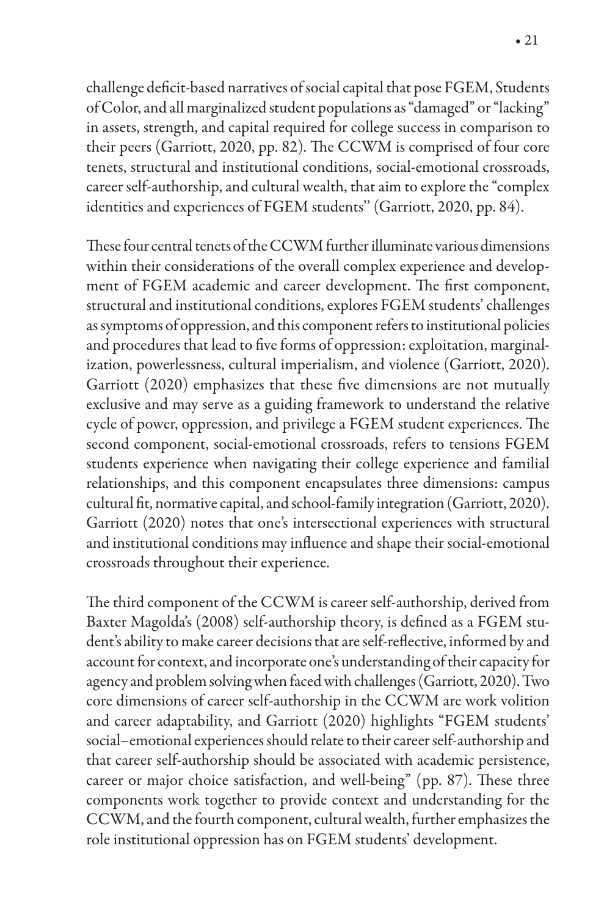challenge deficit-based narratives of social capital that pose FGEM, Students of Color, and all marginalized student populations as "damaged" or "lacking" in assets, strength, and capital required for college success in comparison to their peers (Garriott, 2020, pp. 82). The CCWM is comprised of four core tenets, structural and institutional conditions, social-emotional crossroads, career self-authorship, and cultural wealth, that aim to explore the "complex identities and experiences of FGEM students" (Garriott, 2020, pp. 84).

These four central tenets of the CCWM further illuminate various dimensions within their considerations of the overall complex experience and development of FGEM academic and career development. The first component, structural and institutional conditions, explores FGEM students' challenges as symptoms of oppression, and this component refers to institutional policies and procedures that lead to five forms of oppression: exploitation, marginalization, powerlessness, cultural imperialism, and violence (Garriott, 2020). Garriott (2020) emphasizes that these five dimensions are not mutually exclusive and may serve as a guiding framework to understand the relative cycle of power, oppression, and privilege a FGEM student experiences. The second component, social-emotional crossroads, refers to tensions FGEM students experience when navigating their college experience and familial relationships, and this component encapsulates three dimensions: campus cultural fit, normative capital, and school-family integration (Garriott, 2020). Garriott (2020) notes that one's intersectional experiences with structural and institutional conditions may influence and shape their social-emotional crossroads throughout their experience.

The third component of the CCWM is career self-authorship, derived from Baxter Magolda's (2008) self-authorship theory, is defined as a FGEM student's ability to make career decisions that are self-reflective, informed by and account for context, and incorporate one's understanding of their capacity for agency and problem solving when faced with challenges (Garriott, 2020). Two core dimensions of career self-authorship in the CCWM are work volition and career adaptability, and Garriott (2020) highlights "FGEM students' social–emotional experiences should relate to their career self-authorship and that career self-authorship should be associated with academic persistence, career or major choice satisfaction, and well-being" (pp. 87). These three components work together to provide context and understanding for the CCWM, and the fourth component, cultural wealth, further emphasizes the role institutional oppression has on FGEM students' development.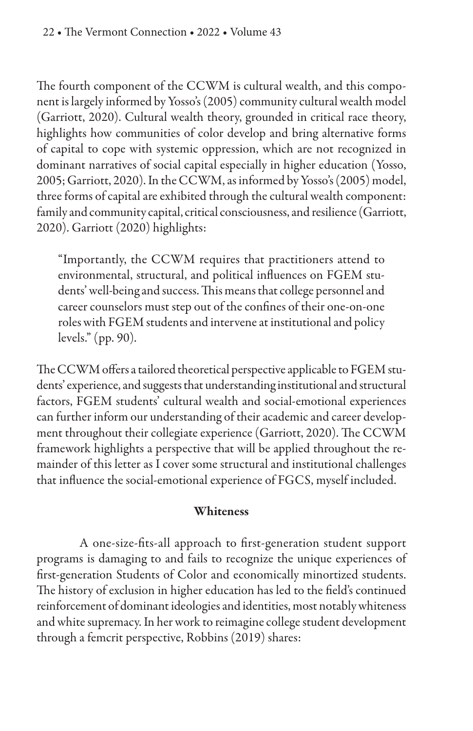The fourth component of the CCWM is cultural wealth, and this component is largely informed by Yosso's (2005) community cultural wealth model (Garriott, 2020). Cultural wealth theory, grounded in critical race theory, highlights how communities of color develop and bring alternative forms of capital to cope with systemic oppression, which are not recognized in dominant narratives of social capital especially in higher education (Yosso, 2005; Garriott, 2020). In the CCWM, as informed by Yosso's (2005) model, three forms of capital are exhibited through the cultural wealth component: family and community capital, critical consciousness, and resilience (Garriott, 2020). Garriott (2020) highlights:

> "Importantly, the CCWM requires that practitioners attend to environmental, structural, and political influences on FGEM students' well-being and success. This means that college personnel and career counselors must step out of the confines of their one-on-one roles with FGEM students and intervene at institutional and policy levels." (pp. 90).

The CCWM offers a tailored theoretical perspective applicable to FGEM students' experience, and suggests that understanding institutional and structural factors, FGEM students' cultural wealth and social-emotional experiences can further inform our understanding of their academic and career development throughout their collegiate experience (Garriott, 2020). The CCWM framework highlights a perspective that will be applied throughout the remainder of this letter as I cover some structural and institutional challenges that influence the social-emotional experience of FGCS, myself included.

## Whiteness

A one-size-fits-all approach to first-generation student support programs is damaging to and fails to recognize the unique experiences of first-generation Students of Color and economically minortized students. The history of exclusion in higher education has led to the field's continued reinforcement of dominant ideologies and identities, most notably whiteness and white supremacy. In her work to reimagine college student development through a femcrit perspective, Robbins (2019) shares: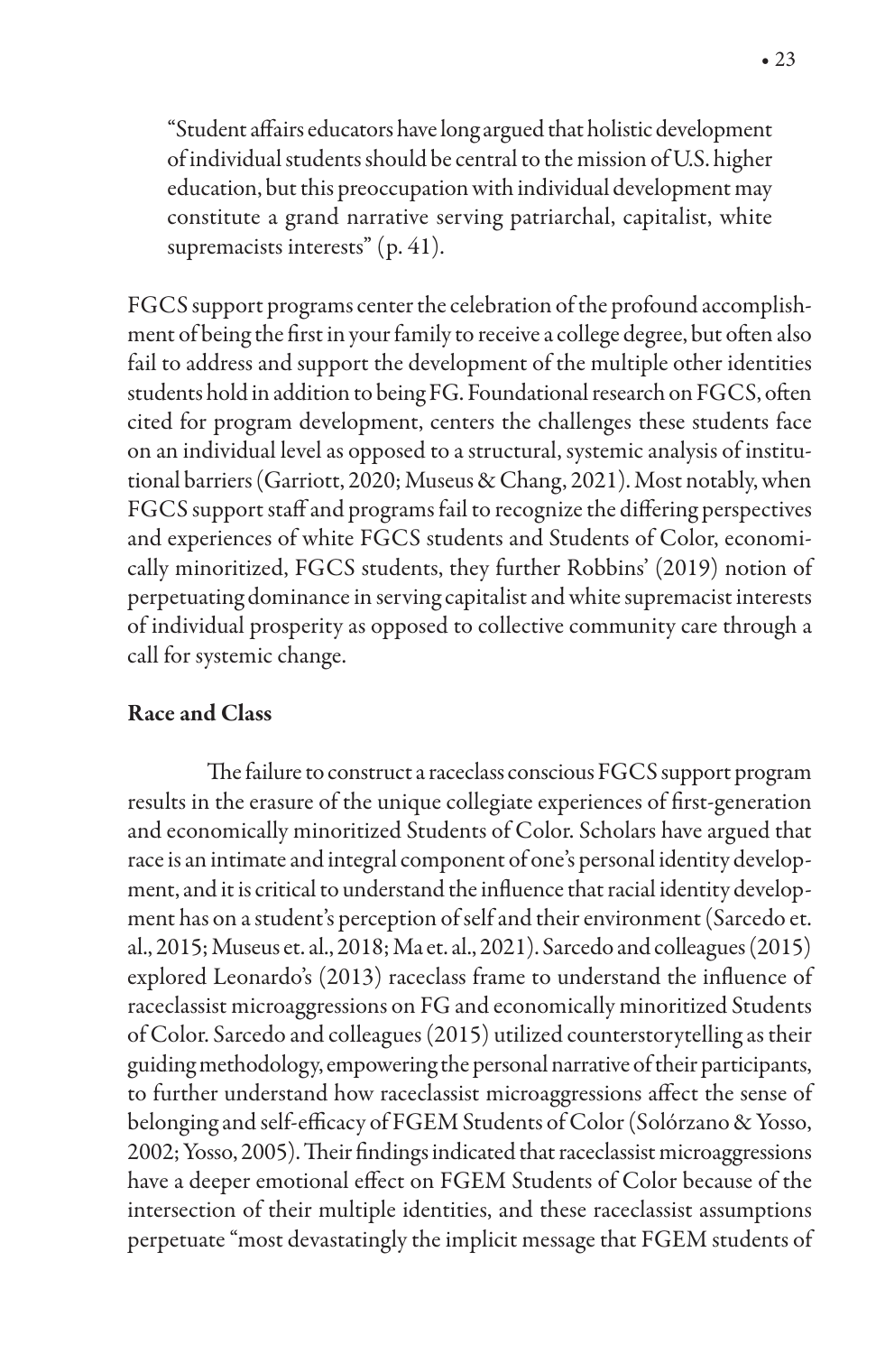> "Student affairs educators have long argued that holistic development of individual students should be central to the mission of U.S. higher education, but this preoccupation with individual development may constitute a grand narrative serving patriarchal, capitalist, white supremacists interests" (p. 41).

FGCS support programs center the celebration of the profound accomplishment of being the first in your family to receive a college degree, but often also fail to address and support the development of the multiple other identities students hold in addition to being FG. Foundational research on FGCS, often cited for program development, centers the challenges these students face on an individual level as opposed to a structural, systemic analysis of institutional barriers (Garriott, 2020; Museus & Chang, 2021). Most notably, when FGCS support staff and programs fail to recognize the differing perspectives and experiences of white FGCS students and Students of Color, economically minoritized, FGCS students, they further Robbins' (2019) notion of perpetuating dominance in serving capitalist and white supremacist interests of individual prosperity as opposed to collective community care through a call for systemic change.

## Race and Class

The failure to construct a raceclass conscious FGCS support program results in the erasure of the unique collegiate experiences of first-generation and economically minoritized Students of Color. Scholars have argued that race is an intimate and integral component of one's personal identity development, and it is critical to understand the influence that racial identity development has on a student's perception of self and their environment (Sarcedo et. al., 2015; Museus et. al., 2018; Ma et. al., 2021). Sarcedo and colleagues (2015) explored Leonardo's (2013) raceclass frame to understand the influence of raceclassist microaggressions on FG and economically minoritized Students of Color. Sarcedo and colleagues (2015) utilized counterstorytelling as their guiding methodology, empowering the personal narrative of their participants, to further understand how raceclassist microaggressions affect the sense of belonging and self-efficacy of FGEM Students of Color (Solórzano & Yosso, 2002; Yosso, 2005). Their findings indicated that raceclassist microaggressions have a deeper emotional effect on FGEM Students of Color because of the intersection of their multiple identities, and these raceclassist assumptions perpetuate "most devastatingly the implicit message that FGEM students of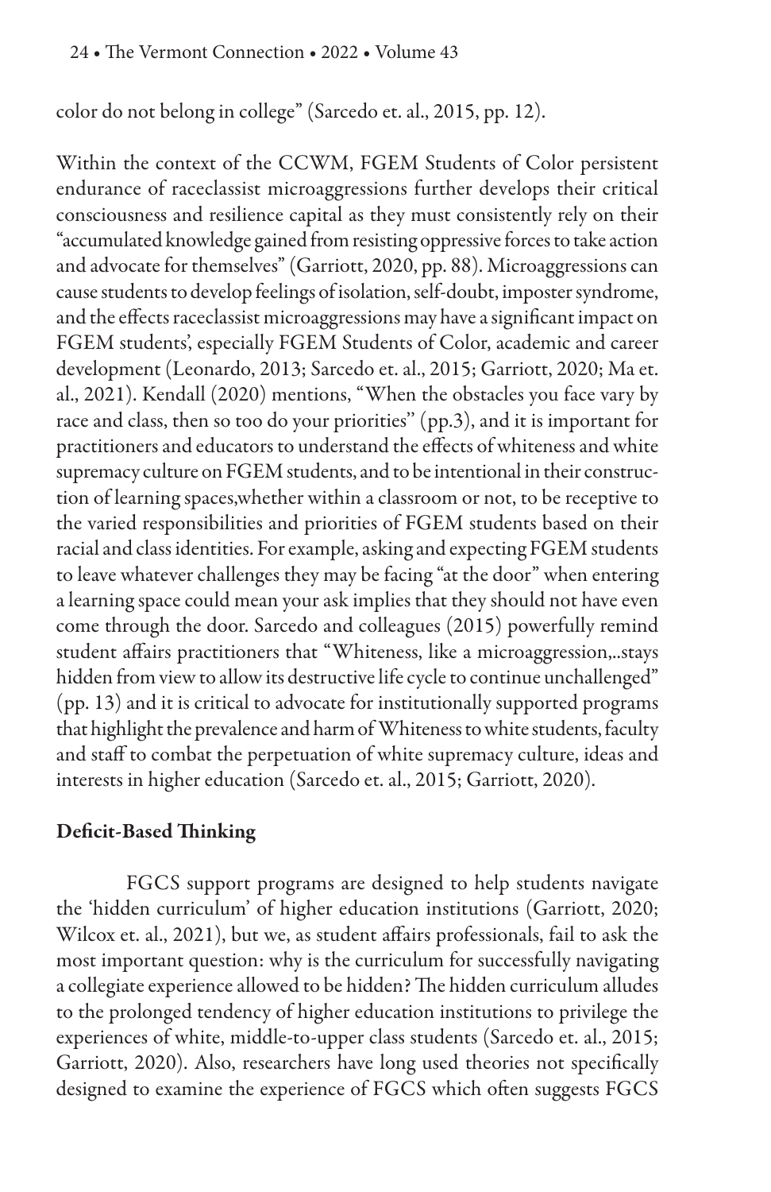color do not belong in college" (Sarcedo et. al., 2015, pp. 12).

Within the context of the CCWM, FGEM Students of Color persistent endurance of raceclassist microaggressions further develops their critical consciousness and resilience capital as they must consistently rely on their "accumulated knowledge gained from resisting oppressive forces to take action and advocate for themselves" (Garriott, 2020, pp. 88). Microaggressions can cause students to develop feelings of isolation, self-doubt, imposter syndrome, and the effects raceclassist microaggressions may have a significant impact on FGEM students', especially FGEM Students of Color, academic and career development (Leonardo, 2013; Sarcedo et. al., 2015; Garriott, 2020; Ma et. al., 2021). Kendall (2020) mentions, "When the obstacles you face vary by race and class, then so too do your priorities" (pp.3), and it is important for practitioners and educators to understand the effects of whiteness and white supremacy culture on FGEM students, and to be intentional in their construction of learning spaces,whether within a classroom or not, to be receptive to the varied responsibilities and priorities of FGEM students based on their racial and class identities. For example, asking and expecting FGEM students to leave whatever challenges they may be facing "at the door" when entering a learning space could mean your ask implies that they should not have even come through the door. Sarcedo and colleagues (2015) powerfully remind student affairs practitioners that "Whiteness, like a microaggression,..stays hidden from view to allow its destructive life cycle to continue unchallenged" (pp. 13) and it is critical to advocate for institutionally supported programs that highlight the prevalence and harm of Whiteness to white students, faculty and staff to combat the perpetuation of white supremacy culture, ideas and interests in higher education (Sarcedo et. al., 2015; Garriott, 2020).

**Deficit-Based Thinking**

FGCS support programs are designed to help students navigate the 'hidden curriculum' of higher education institutions (Garriott, 2020; Wilcox et. al., 2021), but we, as student affairs professionals, fail to ask the most important question: why is the curriculum for successfully navigating a collegiate experience allowed to be hidden? The hidden curriculum alludes to the prolonged tendency of higher education institutions to privilege the experiences of white, middle-to-upper class students (Sarcedo et. al., 2015; Garriott, 2020). Also, researchers have long used theories not specifically designed to examine the experience of FGCS which often suggests FGCS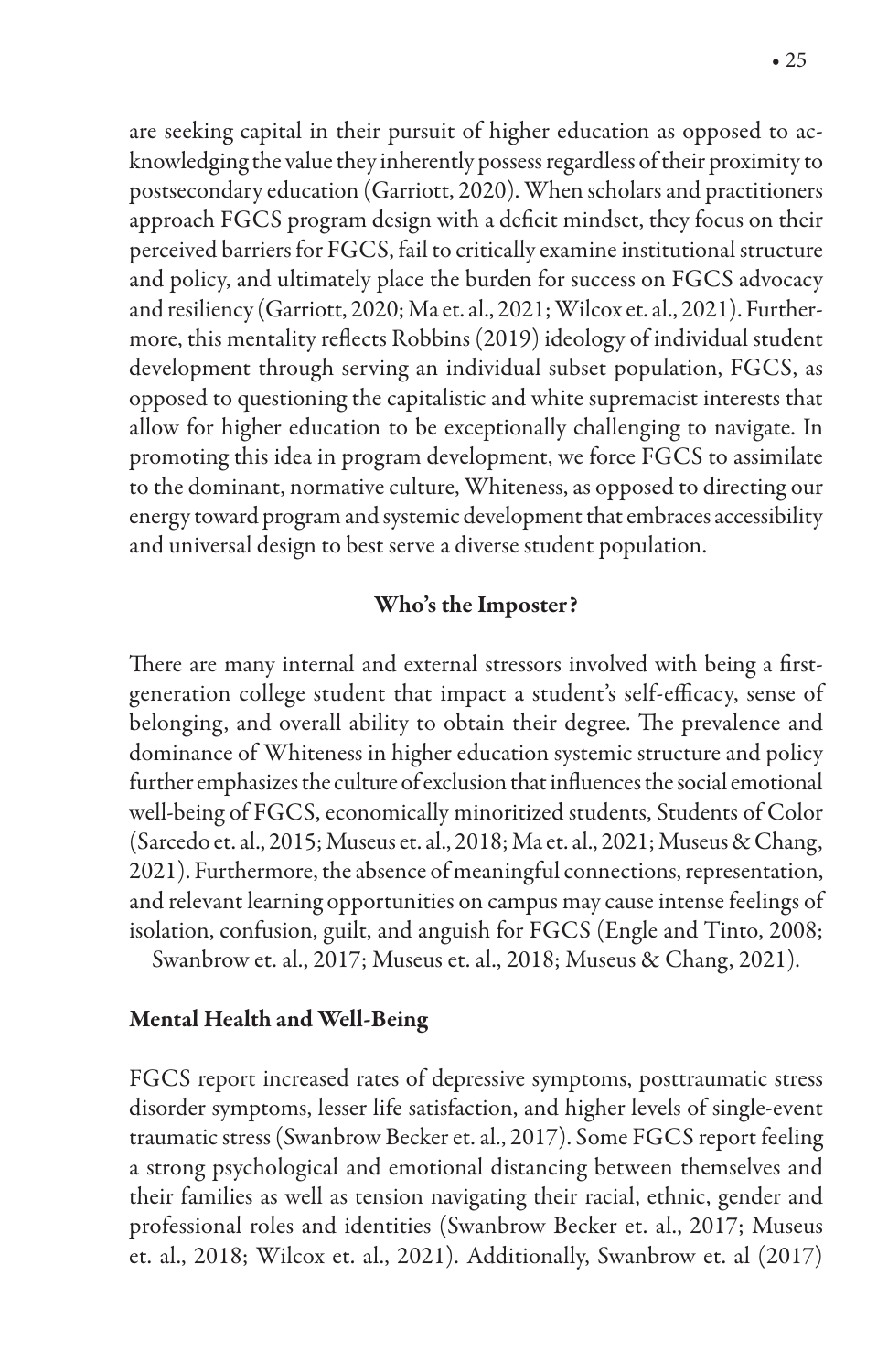are seeking capital in their pursuit of higher education as opposed to acknowledging the value they inherently possess regardless of their proximity to postsecondary education (Garriott, 2020). When scholars and practitioners approach FGCS program design with a deficit mindset, they focus on their perceived barriers for FGCS, fail to critically examine institutional structure and policy, and ultimately place the burden for success on FGCS advocacy and resiliency (Garriott, 2020; Ma et. al., 2021; Wilcox et. al., 2021). Furthermore, this mentality reflects Robbins (2019) ideology of individual student development through serving an individual subset population, FGCS, as opposed to questioning the capitalistic and white supremacist interests that allow for higher education to be exceptionally challenging to navigate. In promoting this idea in program development, we force FGCS to assimilate to the dominant, normative culture, Whiteness, as opposed to directing our energy toward program and systemic development that embraces accessibility and universal design to best serve a diverse student population.

## Who's the Imposter?

There are many internal and external stressors involved with being a first-generation college student that impact a student's self-efficacy, sense of belonging, and overall ability to obtain their degree. The prevalence and dominance of Whiteness in higher education systemic structure and policy further emphasizes the culture of exclusion that influences the social emotional well-being of FGCS, economically minoritized students, Students of Color (Sarcedo et. al., 2015; Museus et. al., 2018; Ma et. al., 2021; Museus & Chang, 2021). Furthermore, the absence of meaningful connections, representation, and relevant learning opportunities on campus may cause intense feelings of isolation, confusion, guilt, and anguish for FGCS (Engle and Tinto, 2008; Swanbrow et. al., 2017; Museus et. al., 2018; Museus & Chang, 2021).

### Mental Health and Well-Being

FGCS report increased rates of depressive symptoms, posttraumatic stress disorder symptoms, lesser life satisfaction, and higher levels of single-event traumatic stress (Swanbrow Becker et. al., 2017). Some FGCS report feeling a strong psychological and emotional distancing between themselves and their families as well as tension navigating their racial, ethnic, gender and professional roles and identities (Swanbrow Becker et. al., 2017; Museus et. al., 2018; Wilcox et. al., 2021). Additionally, Swanbrow et. al (2017)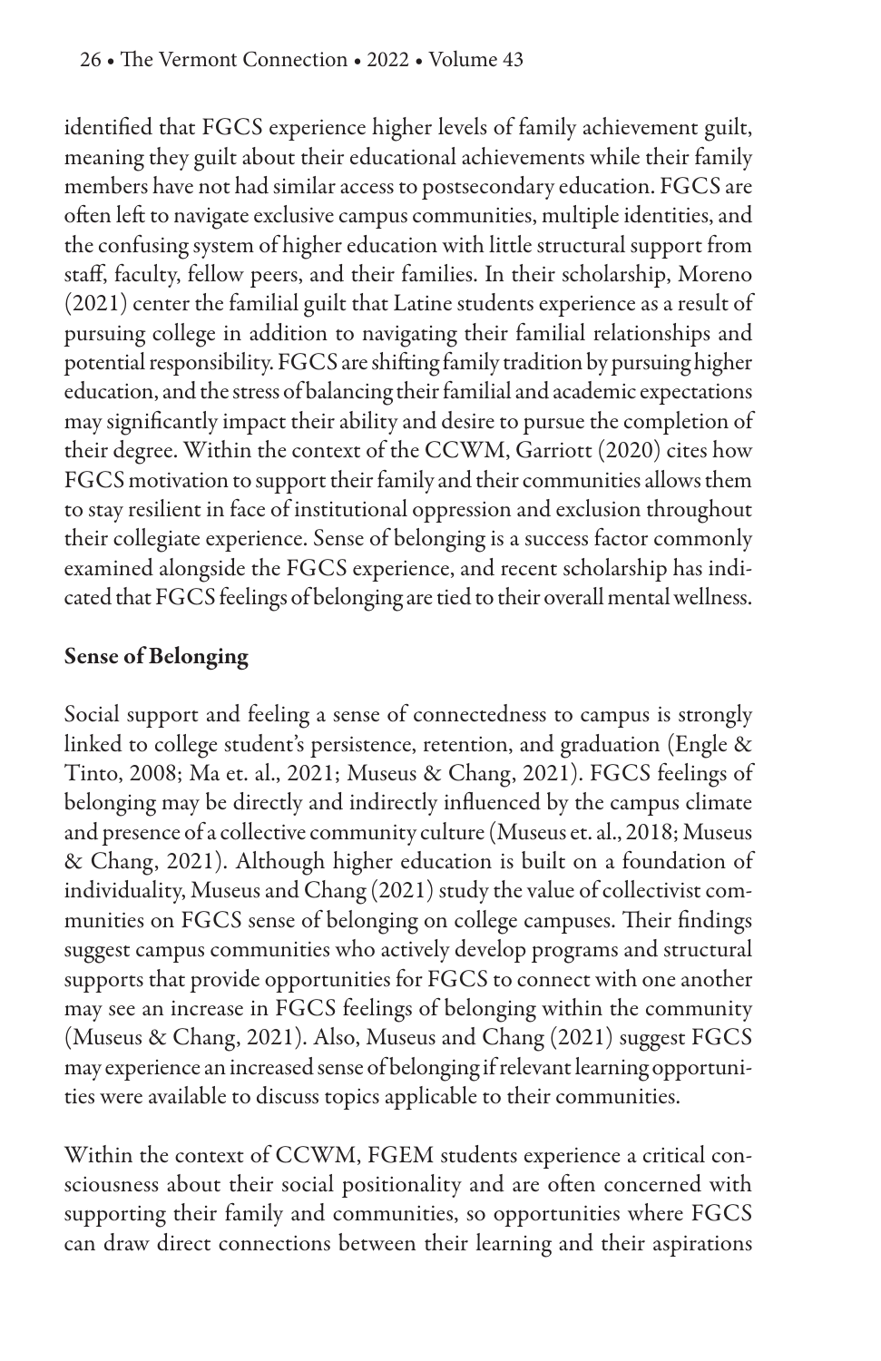identified that FGCS experience higher levels of family achievement guilt, meaning they guilt about their educational achievements while their family members have not had similar access to postsecondary education. FGCS are often left to navigate exclusive campus communities, multiple identities, and the confusing system of higher education with little structural support from staff, faculty, fellow peers, and their families. In their scholarship, Moreno (2021) center the familial guilt that Latine students experience as a result of pursuing college in addition to navigating their familial relationships and potential responsibility. FGCS are shifting family tradition by pursuing higher education, and the stress of balancing their familial and academic expectations may significantly impact their ability and desire to pursue the completion of their degree. Within the context of the CCWM, Garriott (2020) cites how FGCS motivation to support their family and their communities allows them to stay resilient in face of institutional oppression and exclusion throughout their collegiate experience. Sense of belonging is a success factor commonly examined alongside the FGCS experience, and recent scholarship has indicated that FGCS feelings of belonging are tied to their overall mental wellness.

## Sense of Belonging

Social support and feeling a sense of connectedness to campus is strongly linked to college student's persistence, retention, and graduation (Engle & Tinto, 2008; Ma et. al., 2021; Museus & Chang, 2021). FGCS feelings of belonging may be directly and indirectly influenced by the campus climate and presence of a collective community culture (Museus et. al., 2018; Museus & Chang, 2021). Although higher education is built on a foundation of individuality, Museus and Chang (2021) study the value of collectivist communities on FGCS sense of belonging on college campuses. Their findings suggest campus communities who actively develop programs and structural supports that provide opportunities for FGCS to connect with one another may see an increase in FGCS feelings of belonging within the community (Museus & Chang, 2021). Also, Museus and Chang (2021) suggest FGCS may experience an increased sense of belonging if relevant learning opportunities were available to discuss topics applicable to their communities.

Within the context of CCWM, FGEM students experience a critical consciousness about their social positionality and are often concerned with supporting their family and communities, so opportunities where FGCS can draw direct connections between their learning and their aspirations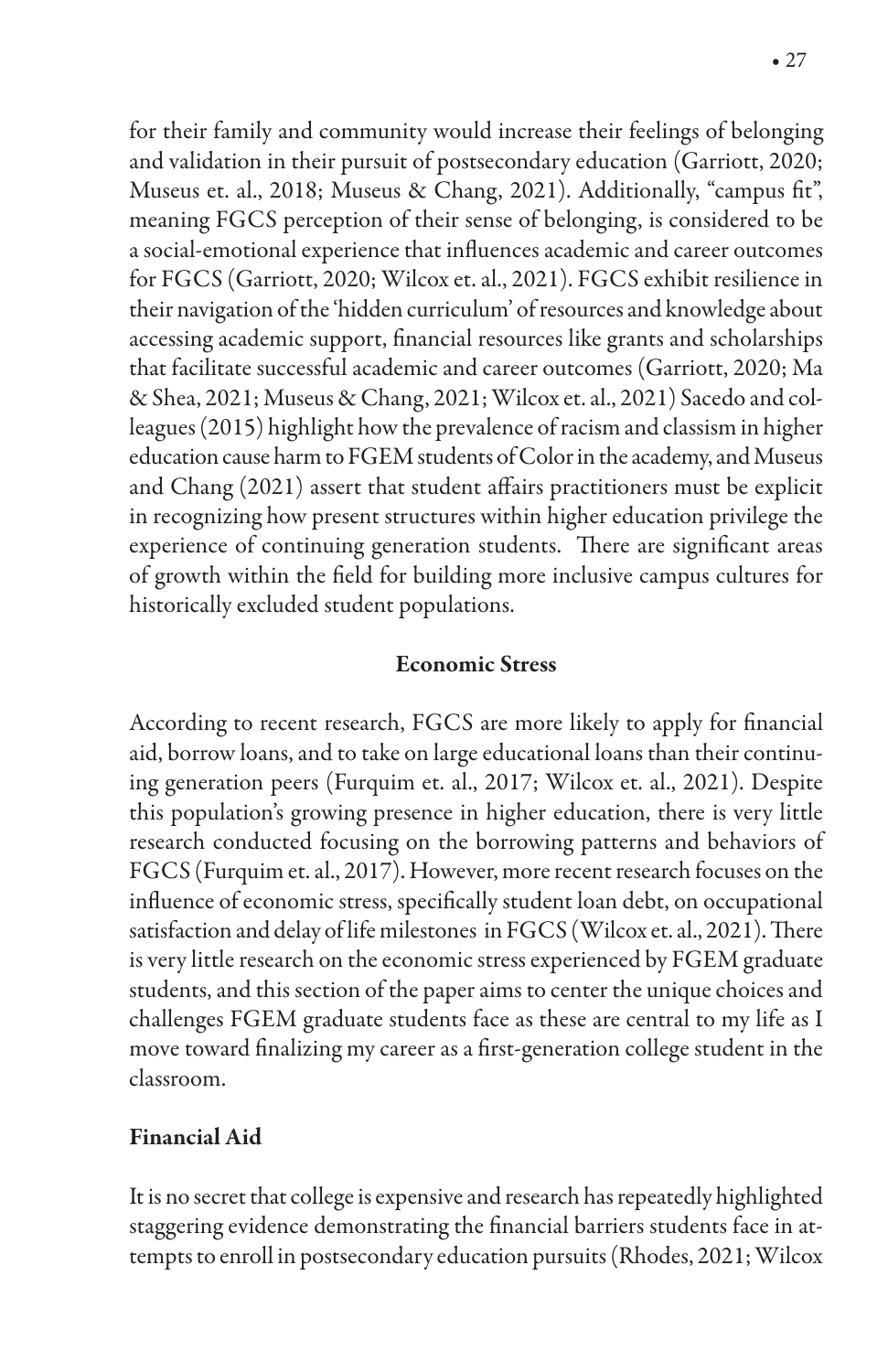for their family and community would increase their feelings of belonging and validation in their pursuit of postsecondary education (Garriott, 2020; Museus et. al., 2018; Museus & Chang, 2021). Additionally, "campus fit", meaning FGCS perception of their sense of belonging, is considered to be a social-emotional experience that influences academic and career outcomes for FGCS (Garriott, 2020; Wilcox et. al., 2021). FGCS exhibit resilience in their navigation of the 'hidden curriculum' of resources and knowledge about accessing academic support, financial resources like grants and scholarships that facilitate successful academic and career outcomes (Garriott, 2020; Ma & Shea, 2021; Museus & Chang, 2021; Wilcox et. al., 2021) Sacedo and colleagues (2015) highlight how the prevalence of racism and classism in higher education cause harm to FGEM students of Color in the academy, and Museus and Chang (2021) assert that student affairs practitioners must be explicit in recognizing how present structures within higher education privilege the experience of continuing generation students. There are significant areas of growth within the field for building more inclusive campus cultures for historically excluded student populations.

## Economic Stress

According to recent research, FGCS are more likely to apply for financial aid, borrow loans, and to take on large educational loans than their continuing generation peers (Furquim et. al., 2017; Wilcox et. al., 2021). Despite this population's growing presence in higher education, there is very little research conducted focusing on the borrowing patterns and behaviors of FGCS (Furquim et. al., 2017). However, more recent research focuses on the influence of economic stress, specifically student loan debt, on occupational satisfaction and delay of life milestones in FGCS (Wilcox et. al., 2021). There is very little research on the economic stress experienced by FGEM graduate students, and this section of the paper aims to center the unique choices and challenges FGEM graduate students face as these are central to my life as I move toward finalizing my career as a first-generation college student in the classroom.

### Financial Aid

It is no secret that college is expensive and research has repeatedly highlighted staggering evidence demonstrating the financial barriers students face in attempts to enroll in postsecondary education pursuits (Rhodes, 2021; Wilcox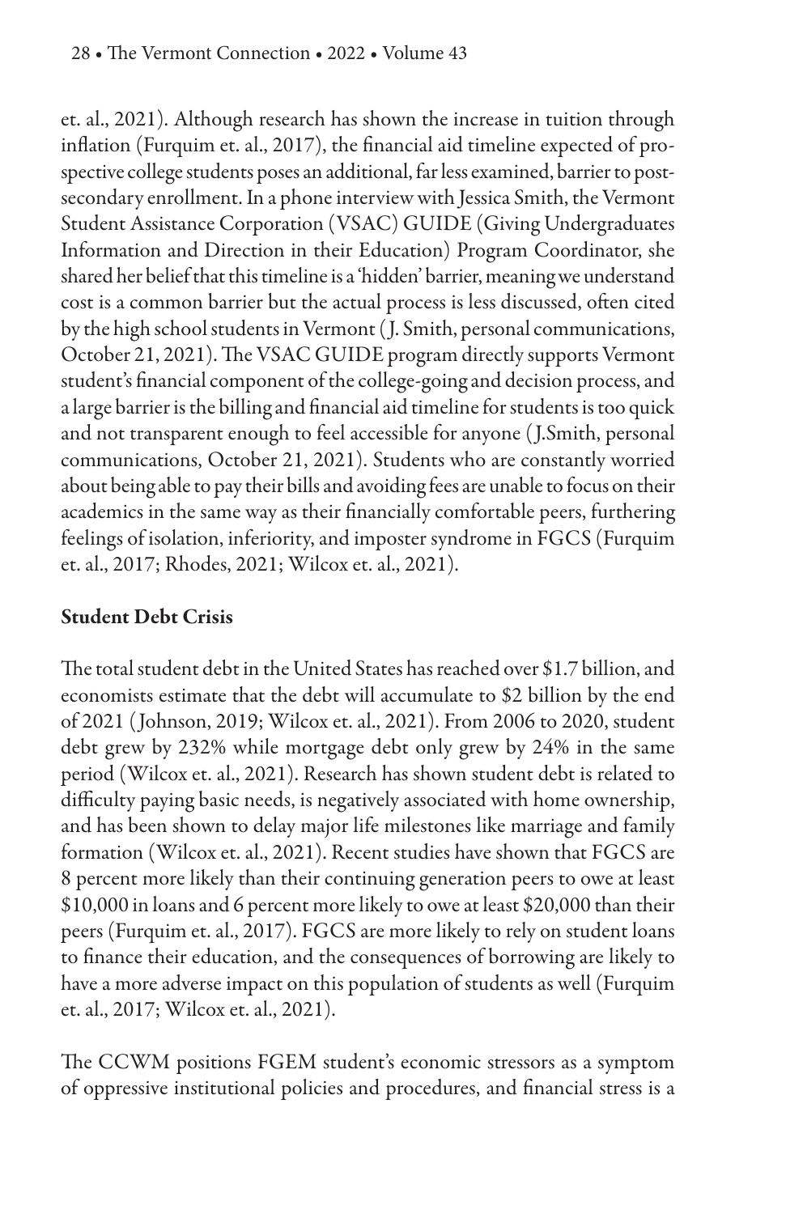et. al., 2021). Although research has shown the increase in tuition through inflation (Furquim et. al., 2017), the financial aid timeline expected of prospective college students poses an additional, far less examined, barrier to postsecondary enrollment. In a phone interview with Jessica Smith, the Vermont Student Assistance Corporation (VSAC) GUIDE (Giving Undergraduates Information and Direction in their Education) Program Coordinator, she shared her belief that this timeline is a 'hidden' barrier, meaning we understand cost is a common barrier but the actual process is less discussed, often cited by the high school students in Vermont (J. Smith, personal communications, October 21, 2021). The VSAC GUIDE program directly supports Vermont student's financial component of the college-going and decision process, and a large barrier is the billing and financial aid timeline for students is too quick and not transparent enough to feel accessible for anyone (J.Smith, personal communications, October 21, 2021). Students who are constantly worried about being able to pay their bills and avoiding fees are unable to focus on their academics in the same way as their financially comfortable peers, furthering feelings of isolation, inferiority, and imposter syndrome in FGCS (Furquim et. al., 2017; Rhodes, 2021; Wilcox et. al., 2021).

**Student Debt Crisis**

The total student debt in the United States has reached over $1.7 billion, and economists estimate that the debt will accumulate to $2 billion by the end of 2021 (Johnson, 2019; Wilcox et. al., 2021). From 2006 to 2020, student debt grew by 232% while mortgage debt only grew by 24% in the same period (Wilcox et. al., 2021). Research has shown student debt is related to difficulty paying basic needs, is negatively associated with home ownership, and has been shown to delay major life milestones like marriage and family formation (Wilcox et. al., 2021). Recent studies have shown that FGCS are 8 percent more likely than their continuing generation peers to owe at least $10,000 in loans and 6 percent more likely to owe at least $20,000 than their peers (Furquim et. al., 2017). FGCS are more likely to rely on student loans to finance their education, and the consequences of borrowing are likely to have a more adverse impact on this population of students as well (Furquim et. al., 2017; Wilcox et. al., 2021).

The CCWM positions FGEM student's economic stressors as a symptom of oppressive institutional policies and procedures, and financial stress is a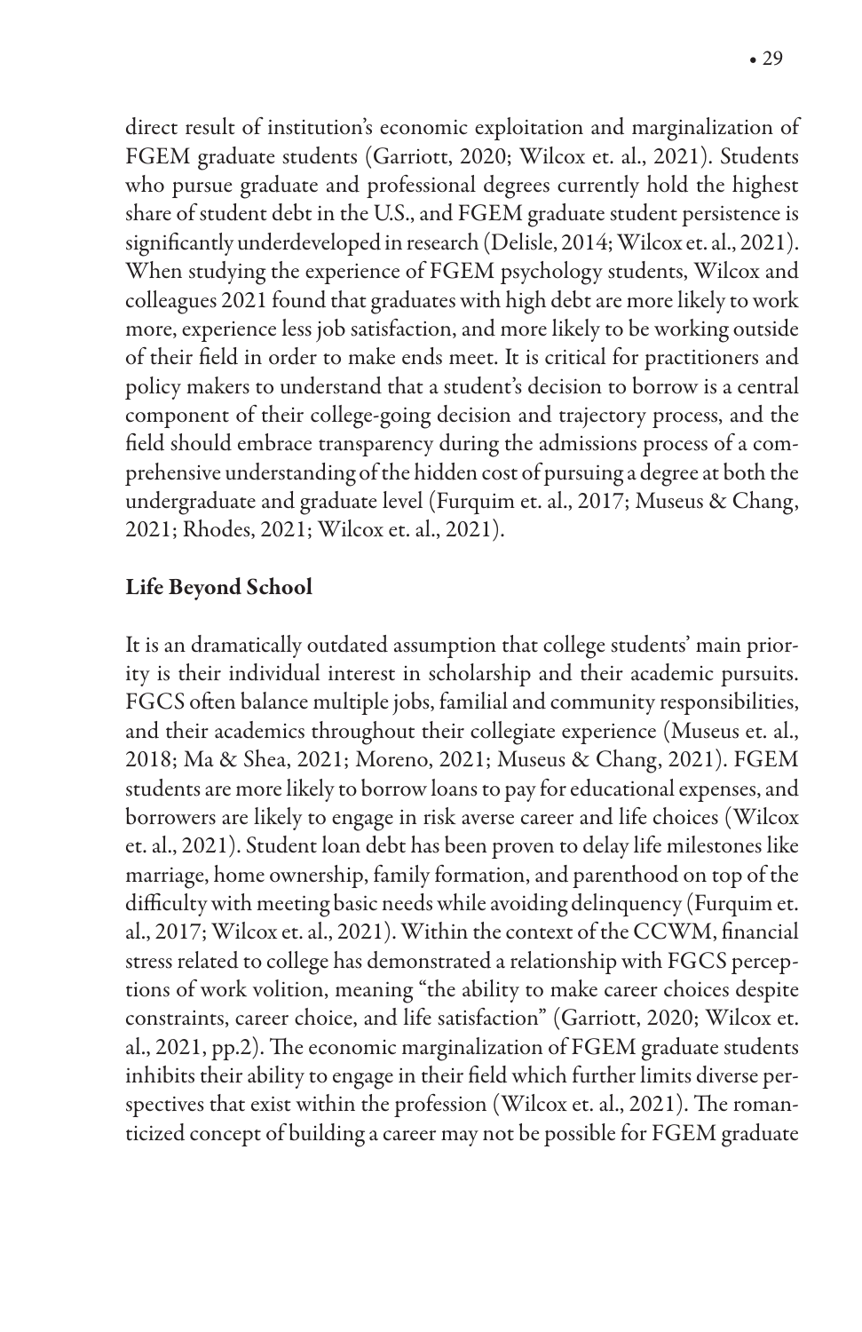direct result of institution's economic exploitation and marginalization of FGEM graduate students (Garriott, 2020; Wilcox et. al., 2021). Students who pursue graduate and professional degrees currently hold the highest share of student debt in the U.S., and FGEM graduate student persistence is significantly underdeveloped in research (Delisle, 2014; Wilcox et. al., 2021). When studying the experience of FGEM psychology students, Wilcox and colleagues 2021 found that graduates with high debt are more likely to work more, experience less job satisfaction, and more likely to be working outside of their field in order to make ends meet. It is critical for practitioners and policy makers to understand that a student's decision to borrow is a central component of their college-going decision and trajectory process, and the field should embrace transparency during the admissions process of a comprehensive understanding of the hidden cost of pursuing a degree at both the undergraduate and graduate level (Furquim et. al., 2017; Museus & Chang, 2021; Rhodes, 2021; Wilcox et. al., 2021).

## Life Beyond School

It is an dramatically outdated assumption that college students' main priority is their individual interest in scholarship and their academic pursuits. FGCS often balance multiple jobs, familial and community responsibilities, and their academics throughout their collegiate experience (Museus et. al., 2018; Ma & Shea, 2021; Moreno, 2021; Museus & Chang, 2021). FGEM students are more likely to borrow loans to pay for educational expenses, and borrowers are likely to engage in risk averse career and life choices (Wilcox et. al., 2021). Student loan debt has been proven to delay life milestones like marriage, home ownership, family formation, and parenthood on top of the difficulty with meeting basic needs while avoiding delinquency (Furquim et. al., 2017; Wilcox et. al., 2021). Within the context of the CCWM, financial stress related to college has demonstrated a relationship with FGCS perceptions of work volition, meaning "the ability to make career choices despite constraints, career choice, and life satisfaction" (Garriott, 2020; Wilcox et. al., 2021, pp.2). The economic marginalization of FGEM graduate students inhibits their ability to engage in their field which further limits diverse perspectives that exist within the profession (Wilcox et. al., 2021). The romanticized concept of building a career may not be possible for FGEM graduate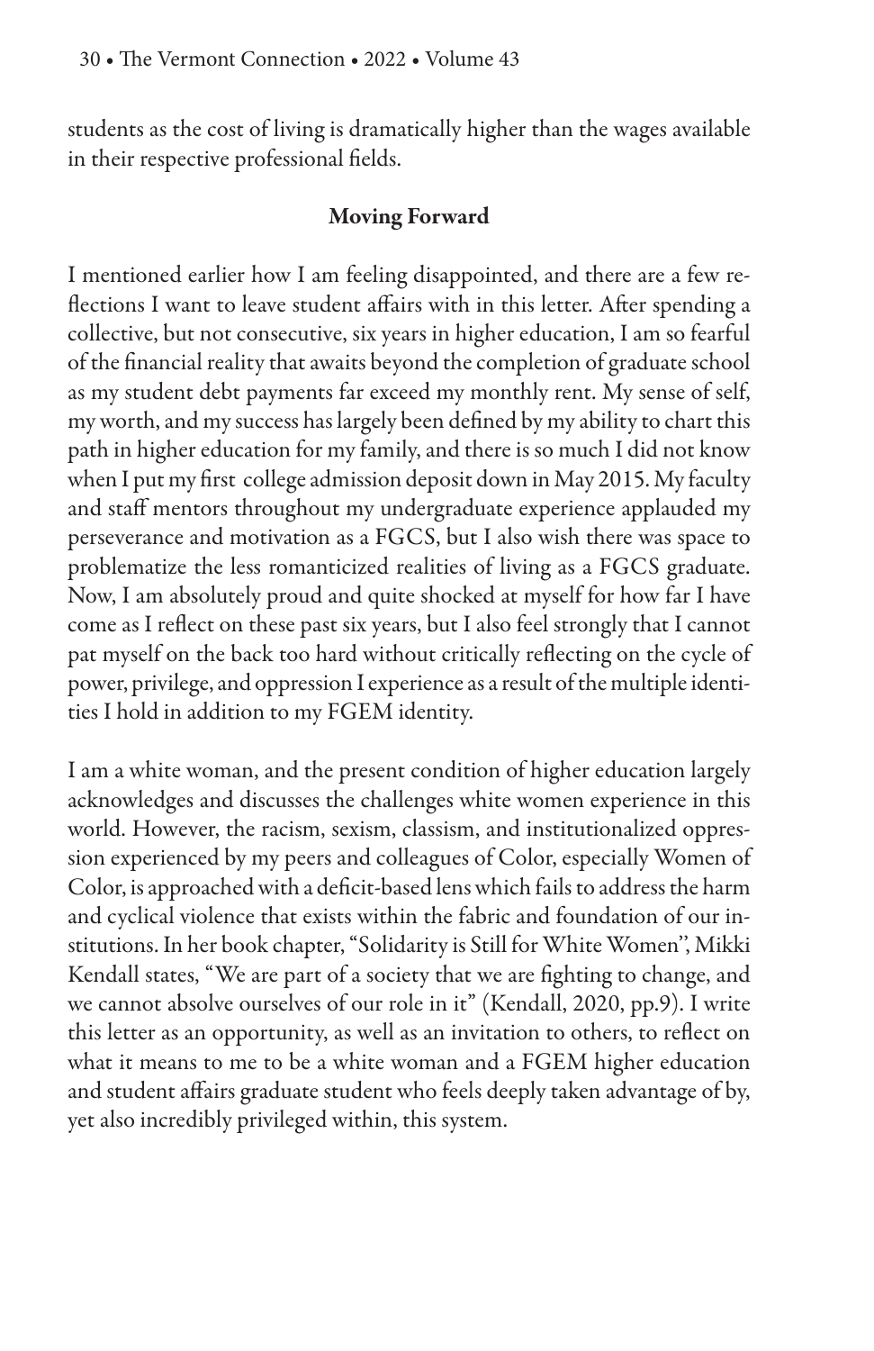students as the cost of living is dramatically higher than the wages available in their respective professional fields.

## Moving Forward

I mentioned earlier how I am feeling disappointed, and there are a few reflections I want to leave student affairs with in this letter. After spending a collective, but not consecutive, six years in higher education, I am so fearful of the financial reality that awaits beyond the completion of graduate school as my student debt payments far exceed my monthly rent. My sense of self, my worth, and my success has largely been defined by my ability to chart this path in higher education for my family, and there is so much I did not know when I put my first college admission deposit down in May 2015. My faculty and staff mentors throughout my undergraduate experience applauded my perseverance and motivation as a FGCS, but I also wish there was space to problematize the less romanticized realities of living as a FGCS graduate. Now, I am absolutely proud and quite shocked at myself for how far I have come as I reflect on these past six years, but I also feel strongly that I cannot pat myself on the back too hard without critically reflecting on the cycle of power, privilege, and oppression I experience as a result of the multiple identities I hold in addition to my FGEM identity.

I am a white woman, and the present condition of higher education largely acknowledges and discusses the challenges white women experience in this world. However, the racism, sexism, classism, and institutionalized oppression experienced by my peers and colleagues of Color, especially Women of Color, is approached with a deficit-based lens which fails to address the harm and cyclical violence that exists within the fabric and foundation of our institutions. In her book chapter, "Solidarity is Still for White Women", Mikki Kendall states, "We are part of a society that we are fighting to change, and we cannot absolve ourselves of our role in it" (Kendall, 2020, pp.9). I write this letter as an opportunity, as well as an invitation to others, to reflect on what it means to me to be a white woman and a FGEM higher education and student affairs graduate student who feels deeply taken advantage of by, yet also incredibly privileged within, this system.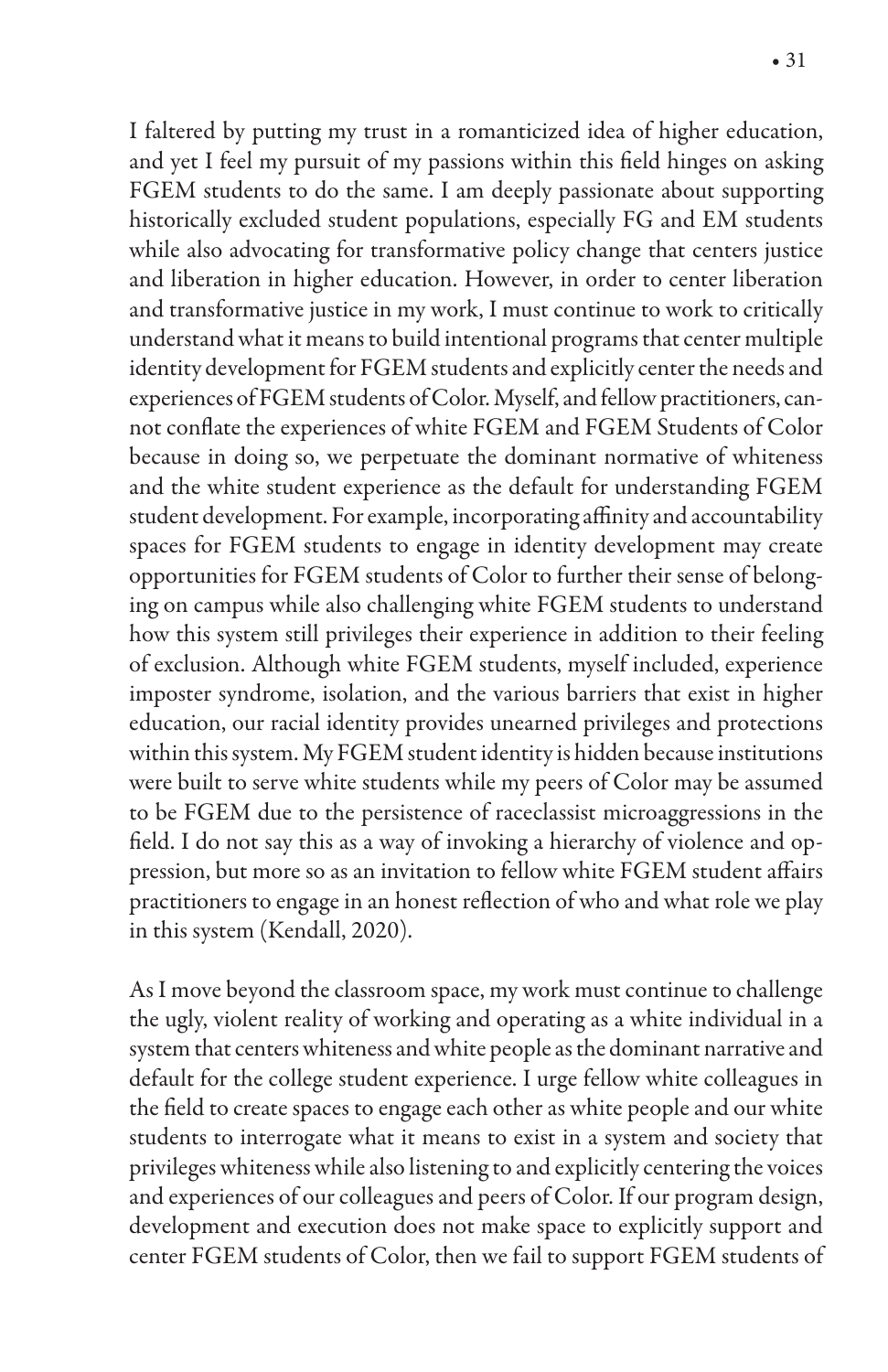I faltered by putting my trust in a romanticized idea of higher education, and yet I feel my pursuit of my passions within this field hinges on asking FGEM students to do the same. I am deeply passionate about supporting historically excluded student populations, especially FG and EM students while also advocating for transformative policy change that centers justice and liberation in higher education. However, in order to center liberation and transformative justice in my work, I must continue to work to critically understand what it means to build intentional programs that center multiple identity development for FGEM students and explicitly center the needs and experiences of FGEM students of Color. Myself, and fellow practitioners, cannot conflate the experiences of white FGEM and FGEM Students of Color because in doing so, we perpetuate the dominant normative of whiteness and the white student experience as the default for understanding FGEM student development. For example, incorporating affinity and accountability spaces for FGEM students to engage in identity development may create opportunities for FGEM students of Color to further their sense of belonging on campus while also challenging white FGEM students to understand how this system still privileges their experience in addition to their feeling of exclusion. Although white FGEM students, myself included, experience imposter syndrome, isolation, and the various barriers that exist in higher education, our racial identity provides unearned privileges and protections within this system. My FGEM student identity is hidden because institutions were built to serve white students while my peers of Color may be assumed to be FGEM due to the persistence of raceclassist microaggressions in the field. I do not say this as a way of invoking a hierarchy of violence and oppression, but more so as an invitation to fellow white FGEM student affairs practitioners to engage in an honest reflection of who and what role we play in this system (Kendall, 2020).

As I move beyond the classroom space, my work must continue to challenge the ugly, violent reality of working and operating as a white individual in a system that centers whiteness and white people as the dominant narrative and default for the college student experience. I urge fellow white colleagues in the field to create spaces to engage each other as white people and our white students to interrogate what it means to exist in a system and society that privileges whiteness while also listening to and explicitly centering the voices and experiences of our colleagues and peers of Color. If our program design, development and execution does not make space to explicitly support and center FGEM students of Color, then we fail to support FGEM students of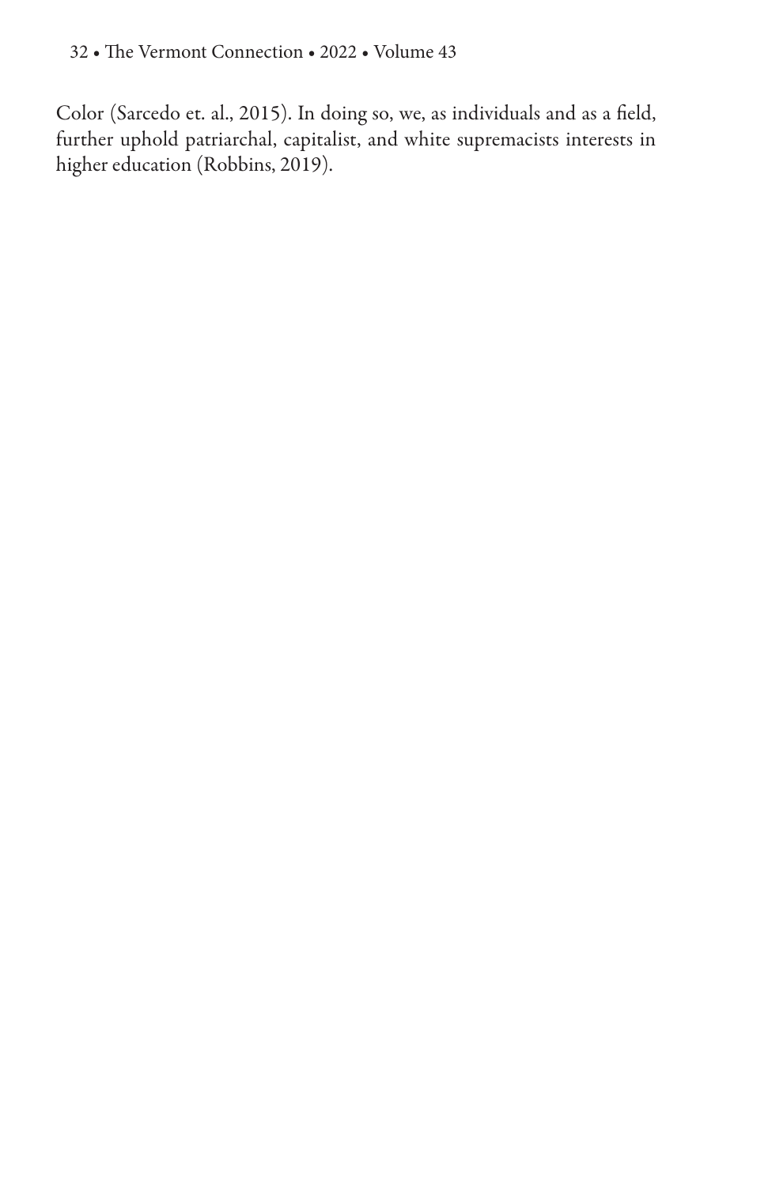Color (Sarcedo et. al., 2015). In doing so, we, as individuals and as a field, further uphold patriarchal, capitalist, and white supremacists interests in higher education (Robbins, 2019).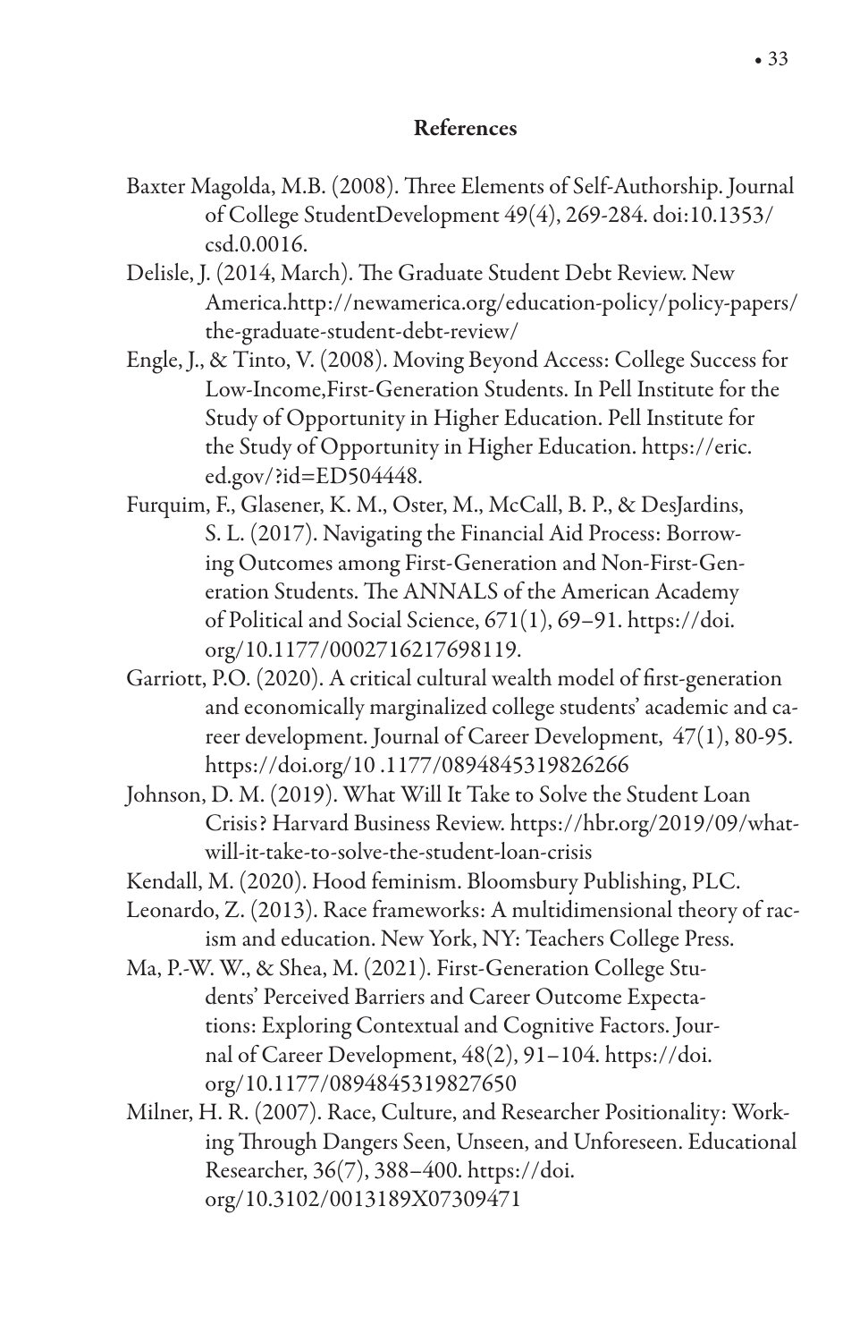## References

Baxter Magolda, M.B. (2008). Three Elements of Self-Authorship. Journal of College StudentDevelopment 49(4), 269-284. doi:10.1353/csd.0.0016.

Delisle, J. (2014, March). The Graduate Student Debt Review. New America.http://newamerica.org/education-policy/policy-papers/the-graduate-student-debt-review/

Engle, J., & Tinto, V. (2008). Moving Beyond Access: College Success for Low-Income,First-Generation Students. In Pell Institute for the Study of Opportunity in Higher Education. Pell Institute for the Study of Opportunity in Higher Education. https://eric.ed.gov/?id=ED504448.

Furquim, F., Glasener, K. M., Oster, M., McCall, B. P., & DesJardins, S. L. (2017). Navigating the Financial Aid Process: Borrowing Outcomes among First-Generation and Non-First-Generation Students. The ANNALS of the American Academy of Political and Social Science, 671(1), 69–91. https://doi.org/10.1177/0002716217698119.

Garriott, P.O. (2020). A critical cultural wealth model of first-generation and economically marginalized college students' academic and career development. Journal of Career Development, 47(1), 80-95. https://doi.org/10 .1177/0894845319826266

Johnson, D. M. (2019). What Will It Take to Solve the Student Loan Crisis? Harvard Business Review. https://hbr.org/2019/09/what-will-it-take-to-solve-the-student-loan-crisis

Kendall, M. (2020). Hood feminism. Bloomsbury Publishing, PLC.

Leonardo, Z. (2013). Race frameworks: A multidimensional theory of racism and education. New York, NY: Teachers College Press.

Ma, P.-W. W., & Shea, M. (2021). First-Generation College Students' Perceived Barriers and Career Outcome Expectations: Exploring Contextual and Cognitive Factors. Journal of Career Development, 48(2), 91–104. https://doi.org/10.1177/0894845319827650

Milner, H. R. (2007). Race, Culture, and Researcher Positionality: Working Through Dangers Seen, Unseen, and Unforeseen. Educational Researcher, 36(7), 388–400. https://doi.org/10.3102/0013189X07309471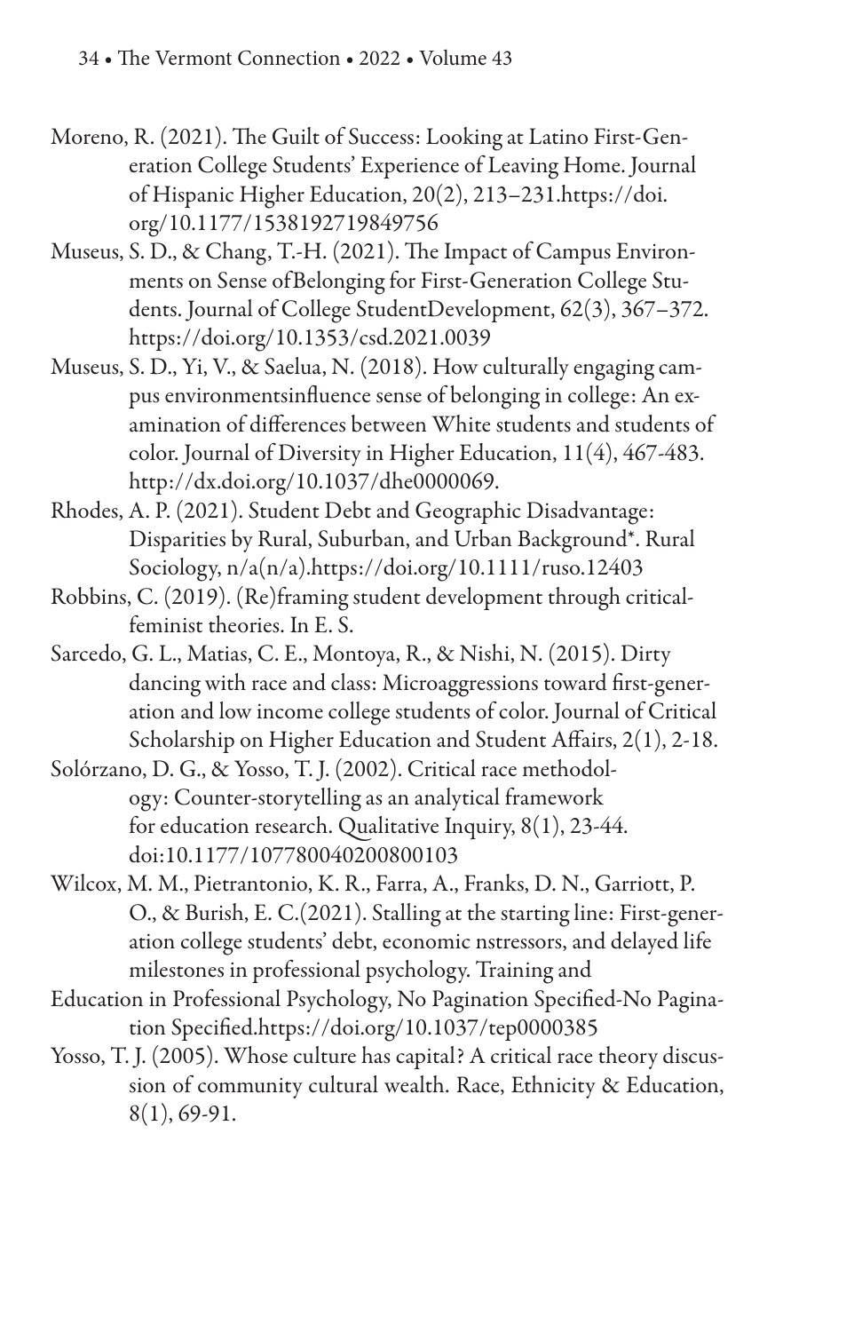Moreno, R. (2021). The Guilt of Success: Looking at Latino First-Generation College Students' Experience of Leaving Home. Journal of Hispanic Higher Education, 20(2), 213–231.https://doi.org/10.1177/1538192719849756

Museus, S. D., & Chang, T.-H. (2021). The Impact of Campus Environments on Sense ofBelonging for First-Generation College Students. Journal of College StudentDevelopment, 62(3), 367–372. https://doi.org/10.1353/csd.2021.0039

Museus, S. D., Yi, V., & Saelua, N. (2018). How culturally engaging campus environmentsinfluence sense of belonging in college: An examination of differences between White students and students of color. Journal of Diversity in Higher Education, 11(4), 467-483. http://dx.doi.org/10.1037/dhe0000069.

Rhodes, A. P. (2021). Student Debt and Geographic Disadvantage: Disparities by Rural, Suburban, and Urban Background*. Rural Sociology, n/a(n/a).https://doi.org/10.1111/ruso.12403

Robbins, C. (2019). (Re)framing student development through critical-feminist theories. In E. S.

Sarcedo, G. L., Matias, C. E., Montoya, R., & Nishi, N. (2015). Dirty dancing with race and class: Microaggressions toward first-generation and low income college students of color. Journal of Critical Scholarship on Higher Education and Student Affairs, 2(1), 2-18.

Solórzano, D. G., & Yosso, T. J. (2002). Critical race methodology: Counter-storytelling as an analytical framework for education research. Qualitative Inquiry, 8(1), 23-44. doi:10.1177/107780040200800103

Wilcox, M. M., Pietrantonio, K. R., Farra, A., Franks, D. N., Garriott, P. O., & Burish, E. C.(2021). Stalling at the starting line: First-generation college students' debt, economic nstressors, and delayed life milestones in professional psychology. Training and

Education in Professional Psychology, No Pagination Specified-No Pagination Specified.https://doi.org/10.1037/tep0000385

Yosso, T. J. (2005). Whose culture has capital? A critical race theory discussion of community cultural wealth. Race, Ethnicity & Education, 8(1), 69-91.